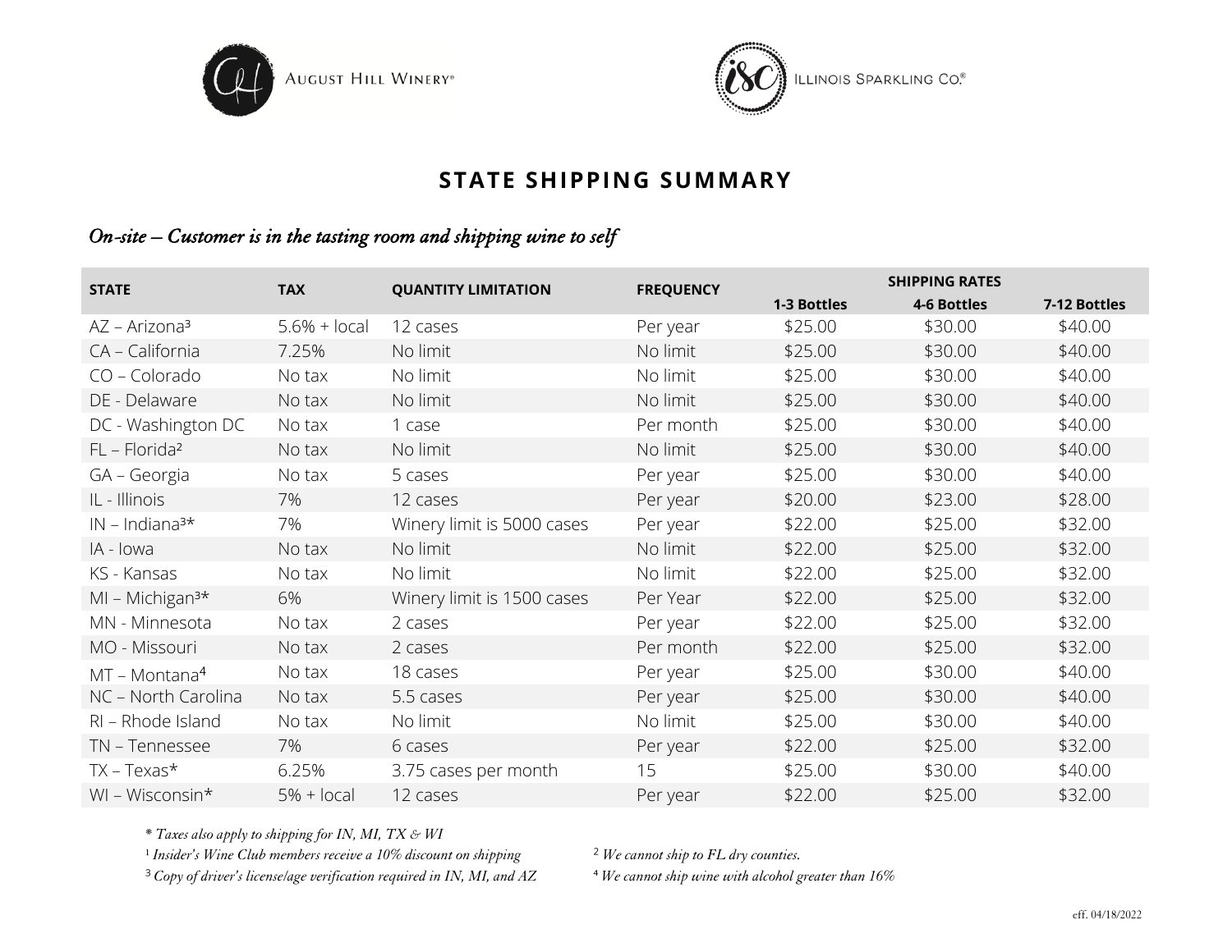August Hill Winery®

Illinois Sparkling Co.®

# STATE SHIPPING SUMMARY

*On-site – Customer is in the tasting room and shipping wine to self*

| STATE | TAX | QUANTITY LIMITATION | FREQUENCY | SHIPPING RATES | | |
|---|---|---|---|---|---|---|
| | | | | 1-3 Bottles | 4-6 Bottles | 7-12 Bottles |
| AZ – Arizona[3] | 5.6% + local | 12 cases | Per year | $25.00 | $30.00 | $40.00 |
| CA – California | 7.25% | No limit | No limit | $25.00 | $30.00 | $40.00 |
| CO – Colorado | No tax | No limit | No limit | $25.00 | $30.00 | $40.00 |
| DE - Delaware | No tax | No limit | No limit | $25.00 | $30.00 | $40.00 |
| DC - Washington DC | No tax | 1 case | Per month | $25.00 | $30.00 | $40.00 |
| FL – Florida[2] | No tax | No limit | No limit | $25.00 | $30.00 | $40.00 |
| GA – Georgia | No tax | 5 cases | Per year | $25.00 | $30.00 | $40.00 |
| IL - Illinois | 7% | 12 cases | Per year | $20.00 | $23.00 | $28.00 |
| IN – Indiana[3]* | 7% | Winery limit is 5000 cases | Per year | $22.00 | $25.00 | $32.00 |
| IA - Iowa | No tax | No limit | No limit | $22.00 | $25.00 | $32.00 |
| KS - Kansas | No tax | No limit | No limit | $22.00 | $25.00 | $32.00 |
| MI – Michigan[3]* | 6% | Winery limit is 1500 cases | Per Year | $22.00 | $25.00 | $32.00 |
| MN - Minnesota | No tax | 2 cases | Per year | $22.00 | $25.00 | $32.00 |
| MO - Missouri | No tax | 2 cases | Per month | $22.00 | $25.00 | $32.00 |
| MT – Montana[4] | No tax | 18 cases | Per year | $25.00 | $30.00 | $40.00 |
| NC – North Carolina | No tax | 5.5 cases | Per year | $25.00 | $30.00 | $40.00 |
| RI – Rhode Island | No tax | No limit | No limit | $25.00 | $30.00 | $40.00 |
| TN – Tennessee | 7% | 6 cases | Per year | $22.00 | $25.00 | $32.00 |
| TX – Texas* | 6.25% | 3.75 cases per month | 15 | $25.00 | $30.00 | $40.00 |
| WI – Wisconsin* | 5% + local | 12 cases | Per year | $22.00 | $25.00 | $32.00 |

*\* Taxes also apply to shipping for IN, MI, TX & WI*

*[1] Insider's Wine Club members receive a 10% discount on shipping*

*[2] We cannot ship to FL dry counties.*

*[3] Copy of driver's license/age verification required in IN, MI, and AZ*

*[4] We cannot ship wine with alcohol greater than 16%*

eff. 04/18/2022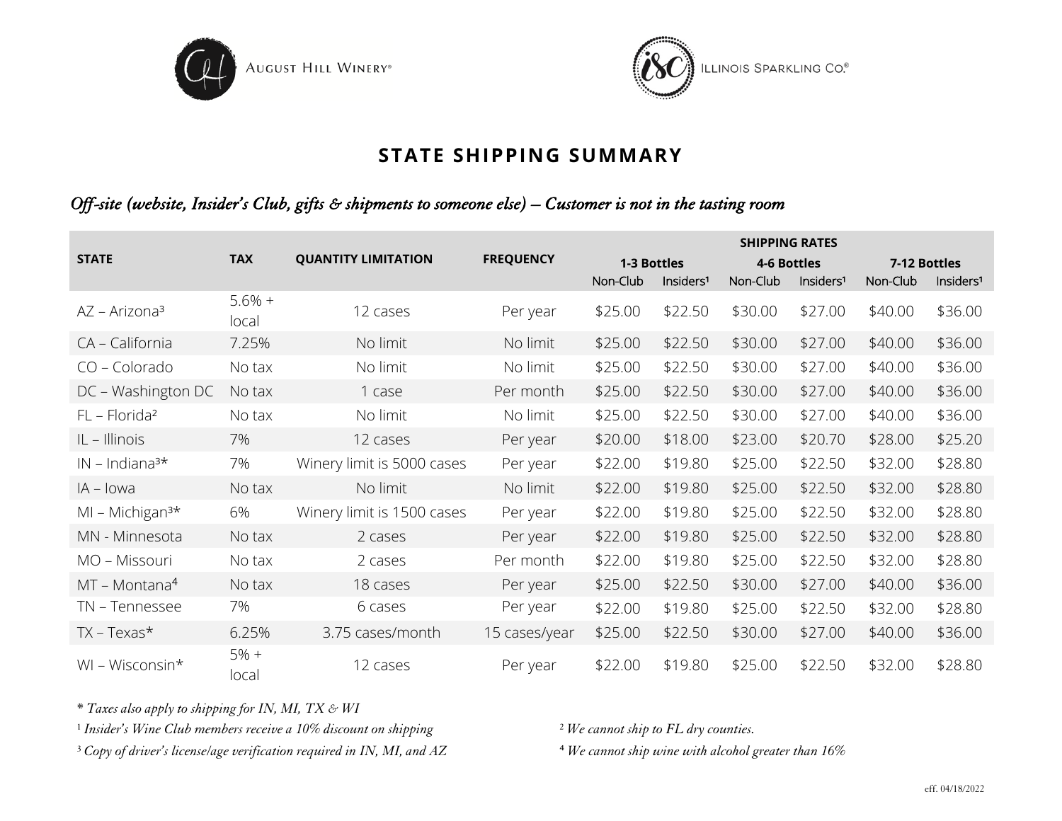August Hill Winery®

Illinois Sparkling Co.®

# STATE SHIPPING SUMMARY

*Off-site (website, Insider's Club, gifts & shipments to someone else) – Customer is not in the tasting room*

| STATE | TAX | QUANTITY LIMITATION | FREQUENCY | SHIPPING RATES 1-3 Bottles | | 4-6 Bottles | | 7-12 Bottles | |
|---|---|---|---|---|---|---|---|---|---|
| | | | | Non-Club | Insiders[1] | Non-Club | Insiders[1] | Non-Club | Insiders[1] |
| AZ – Arizona[3] | 5.6% + local | 12 cases | Per year | $25.00 | $22.50 | $30.00 | $27.00 | $40.00 | $36.00 |
| CA – California | 7.25% | No limit | No limit | $25.00 | $22.50 | $30.00 | $27.00 | $40.00 | $36.00 |
| CO – Colorado | No tax | No limit | No limit | $25.00 | $22.50 | $30.00 | $27.00 | $40.00 | $36.00 |
| DC – Washington DC | No tax | 1 case | Per month | $25.00 | $22.50 | $30.00 | $27.00 | $40.00 | $36.00 |
| FL – Florida[2] | No tax | No limit | No limit | $25.00 | $22.50 | $30.00 | $27.00 | $40.00 | $36.00 |
| IL – Illinois | 7% | 12 cases | Per year | $20.00 | $18.00 | $23.00 | $20.70 | $28.00 | $25.20 |
| IN – Indiana[3]* | 7% | Winery limit is 5000 cases | Per year | $22.00 | $19.80 | $25.00 | $22.50 | $32.00 | $28.80 |
| IA – Iowa | No tax | No limit | No limit | $22.00 | $19.80 | $25.00 | $22.50 | $32.00 | $28.80 |
| MI – Michigan[3]* | 6% | Winery limit is 1500 cases | Per year | $22.00 | $19.80 | $25.00 | $22.50 | $32.00 | $28.80 |
| MN - Minnesota | No tax | 2 cases | Per year | $22.00 | $19.80 | $25.00 | $22.50 | $32.00 | $28.80 |
| MO – Missouri | No tax | 2 cases | Per month | $22.00 | $19.80 | $25.00 | $22.50 | $32.00 | $28.80 |
| MT – Montana[4] | No tax | 18 cases | Per year | $25.00 | $22.50 | $30.00 | $27.00 | $40.00 | $36.00 |
| TN – Tennessee | 7% | 6 cases | Per year | $22.00 | $19.80 | $25.00 | $22.50 | $32.00 | $28.80 |
| TX – Texas* | 6.25% | 3.75 cases/month | 15 cases/year | $25.00 | $22.50 | $30.00 | $27.00 | $40.00 | $36.00 |
| WI – Wisconsin* | 5% + local | 12 cases | Per year | $22.00 | $19.80 | $25.00 | $22.50 | $32.00 | $28.80 |

*\* Taxes also apply to shipping for IN, MI, TX & WI*

*[1] Insider's Wine Club members receive a 10% discount on shipping*

*[2] We cannot ship to FL dry counties.*

*[3] Copy of driver's license/age verification required in IN, MI, and AZ*

*[4] We cannot ship wine with alcohol greater than 16%*

eff. 04/18/2022